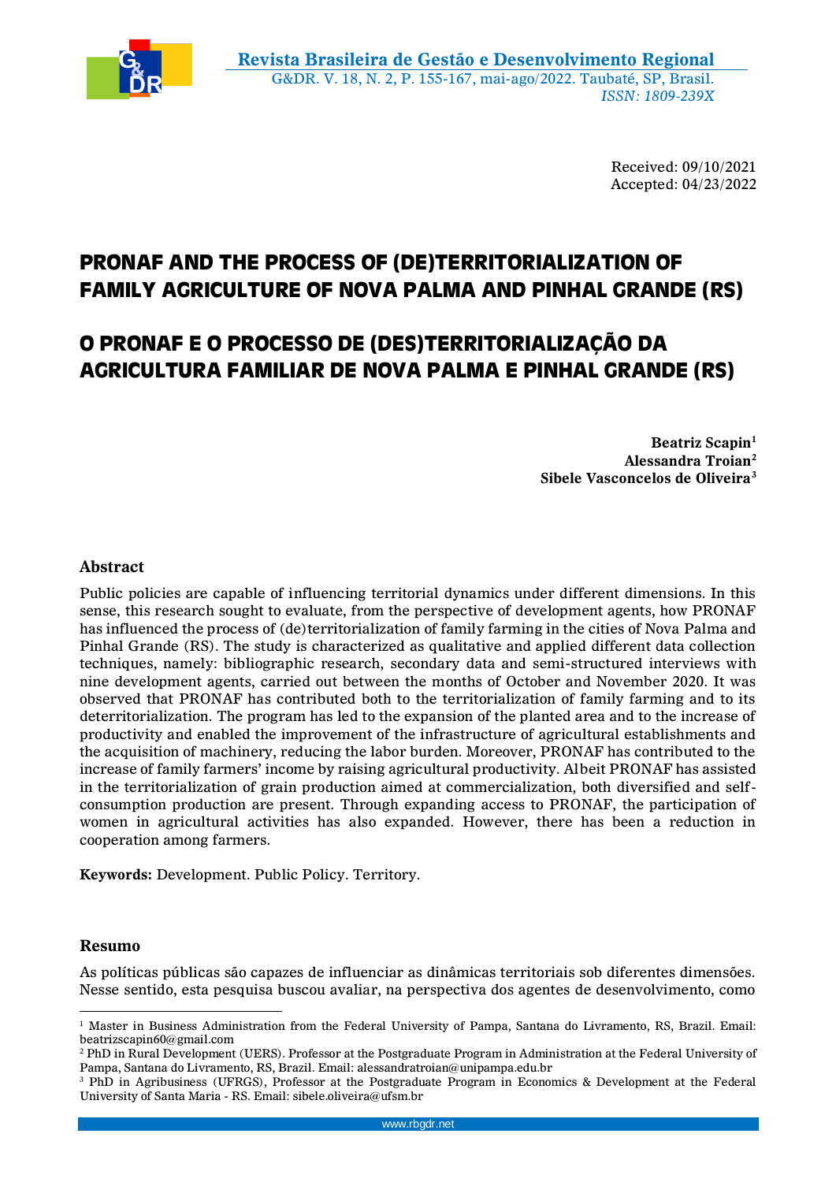Received: 09/10/2021
Accepted: 04/23/2022

# PRONAF AND THE PROCESS OF (DE)TERRITORIALIZATION OF FAMILY AGRICULTURE OF NOVA PALMA AND PINHAL GRANDE (RS)

# O PRONAF E O PROCESSO DE (DES)TERRITORIALIZAÇÃO DA AGRICULTURA FAMILIAR DE NOVA PALMA E PINHAL GRANDE (RS)

**Beatriz Scapin**[1]
**Alessandra Troian**[2]
**Sibele Vasconcelos de Oliveira**[3]

## Abstract

Public policies are capable of influencing territorial dynamics under different dimensions. In this sense, this research sought to evaluate, from the perspective of development agents, how PRONAF has influenced the process of (de)territorialization of family farming in the cities of Nova Palma and Pinhal Grande (RS). The study is characterized as qualitative and applied different data collection techniques, namely: bibliographic research, secondary data and semi-structured interviews with nine development agents, carried out between the months of October and November 2020. It was observed that PRONAF has contributed both to the territorialization of family farming and to its deterritorialization. The program has led to the expansion of the planted area and to the increase of productivity and enabled the improvement of the infrastructure of agricultural establishments and the acquisition of machinery, reducing the labor burden. Moreover, PRONAF has contributed to the increase of family farmers' income by raising agricultural productivity. Albeit PRONAF has assisted in the territorialization of grain production aimed at commercialization, both diversified and self-consumption production are present. Through expanding access to PRONAF, the participation of women in agricultural activities has also expanded. However, there has been a reduction in cooperation among farmers.

**Keywords:** Development. Public Policy. Territory.

## Resumo

As políticas públicas são capazes de influenciar as dinâmicas territoriais sob diferentes dimensões. Nesse sentido, esta pesquisa buscou avaliar, na perspectiva dos agentes de desenvolvimento, como

---

[1] Master in Business Administration from the Federal University of Pampa, Santana do Livramento, RS, Brazil. Email: beatrizscapin60@gmail.com

[2] PhD in Rural Development (UERS). Professor at the Postgraduate Program in Administration at the Federal University of Pampa, Santana do Livramento, RS, Brazil. Email: alessandratroian@unipampa.edu.br

[3] PhD in Agribusiness (UFRGS), Professor at the Postgraduate Program in Economics & Development at the Federal University of Santa Maria - RS. Email: sibele.oliveira@ufsm.br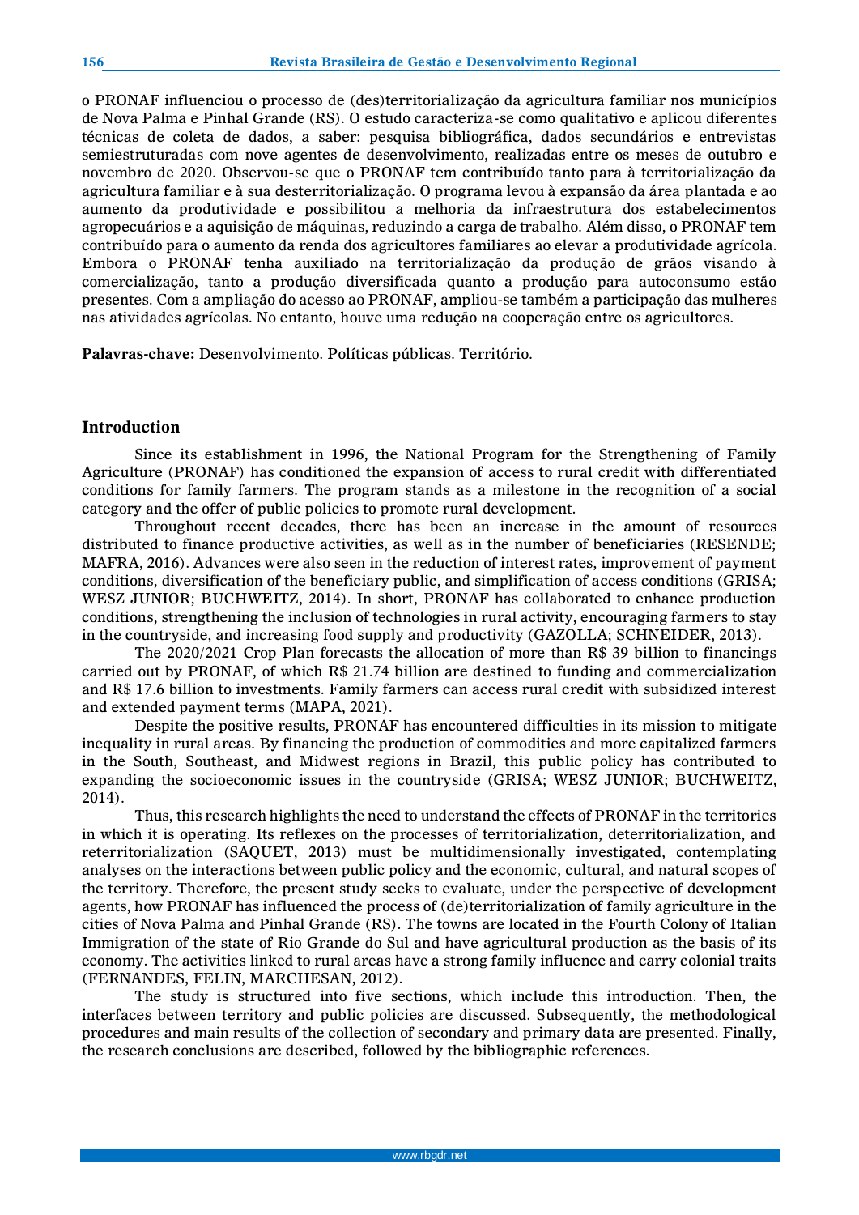o PRONAF influenciou o processo de (des)territorialização da agricultura familiar nos municípios de Nova Palma e Pinhal Grande (RS). O estudo caracteriza-se como qualitativo e aplicou diferentes técnicas de coleta de dados, a saber: pesquisa bibliográfica, dados secundários e entrevistas semiestruturadas com nove agentes de desenvolvimento, realizadas entre os meses de outubro e novembro de 2020. Observou-se que o PRONAF tem contribuído tanto para à territorialização da agricultura familiar e à sua desterritorialização. O programa levou à expansão da área plantada e ao aumento da produtividade e possibilitou a melhoria da infraestrutura dos estabelecimentos agropecuários e a aquisição de máquinas, reduzindo a carga de trabalho. Além disso, o PRONAF tem contribuído para o aumento da renda dos agricultores familiares ao elevar a produtividade agrícola. Embora o PRONAF tenha auxiliado na territorialização da produção de grãos visando à comercialização, tanto a produção diversificada quanto a produção para autoconsumo estão presentes. Com a ampliação do acesso ao PRONAF, ampliou-se também a participação das mulheres nas atividades agrícolas. No entanto, houve uma redução na cooperação entre os agricultores.

**Palavras-chave:** Desenvolvimento. Políticas públicas. Território.

## Introduction

Since its establishment in 1996, the National Program for the Strengthening of Family Agriculture (PRONAF) has conditioned the expansion of access to rural credit with differentiated conditions for family farmers. The program stands as a milestone in the recognition of a social category and the offer of public policies to promote rural development.

Throughout recent decades, there has been an increase in the amount of resources distributed to finance productive activities, as well as in the number of beneficiaries (RESENDE; MAFRA, 2016). Advances were also seen in the reduction of interest rates, improvement of payment conditions, diversification of the beneficiary public, and simplification of access conditions (GRISA; WESZ JUNIOR; BUCHWEITZ, 2014). In short, PRONAF has collaborated to enhance production conditions, strengthening the inclusion of technologies in rural activity, encouraging farmers to stay in the countryside, and increasing food supply and productivity (GAZOLLA; SCHNEIDER, 2013).

The 2020/2021 Crop Plan forecasts the allocation of more than R$ 39 billion to financings carried out by PRONAF, of which R$ 21.74 billion are destined to funding and commercialization and R$ 17.6 billion to investments. Family farmers can access rural credit with subsidized interest and extended payment terms (MAPA, 2021).

Despite the positive results, PRONAF has encountered difficulties in its mission to mitigate inequality in rural areas. By financing the production of commodities and more capitalized farmers in the South, Southeast, and Midwest regions in Brazil, this public policy has contributed to expanding the socioeconomic issues in the countryside (GRISA; WESZ JUNIOR; BUCHWEITZ, 2014).

Thus, this research highlights the need to understand the effects of PRONAF in the territories in which it is operating. Its reflexes on the processes of territorialization, deterritorialization, and reterritorialization (SAQUET, 2013) must be multidimensionally investigated, contemplating analyses on the interactions between public policy and the economic, cultural, and natural scopes of the territory. Therefore, the present study seeks to evaluate, under the perspective of development agents, how PRONAF has influenced the process of (de)territorialization of family agriculture in the cities of Nova Palma and Pinhal Grande (RS). The towns are located in the Fourth Colony of Italian Immigration of the state of Rio Grande do Sul and have agricultural production as the basis of its economy. The activities linked to rural areas have a strong family influence and carry colonial traits (FERNANDES, FELIN, MARCHESAN, 2012).

The study is structured into five sections, which include this introduction. Then, the interfaces between territory and public policies are discussed. Subsequently, the methodological procedures and main results of the collection of secondary and primary data are presented. Finally, the research conclusions are described, followed by the bibliographic references.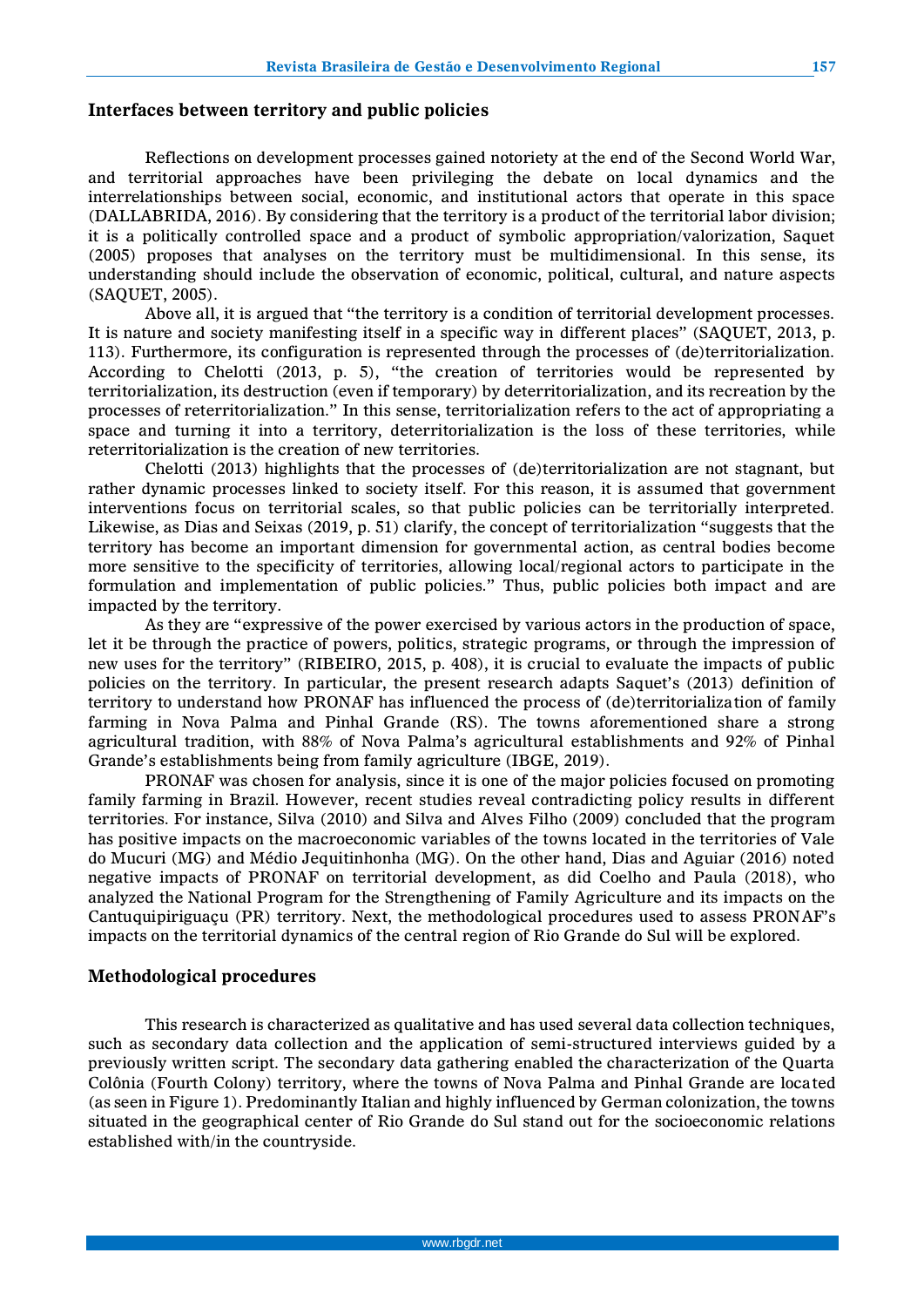## Interfaces between territory and public policies

Reflections on development processes gained notoriety at the end of the Second World War, and territorial approaches have been privileging the debate on local dynamics and the interrelationships between social, economic, and institutional actors that operate in this space (DALLABRIDA, 2016). By considering that the territory is a product of the territorial labor division; it is a politically controlled space and a product of symbolic appropriation/valorization, Saquet (2005) proposes that analyses on the territory must be multidimensional. In this sense, its understanding should include the observation of economic, political, cultural, and nature aspects (SAQUET, 2005).

Above all, it is argued that "the territory is a condition of territorial development processes. It is nature and society manifesting itself in a specific way in different places" (SAQUET, 2013, p. 113). Furthermore, its configuration is represented through the processes of (de)territorialization. According to Chelotti (2013, p. 5), "the creation of territories would be represented by territorialization, its destruction (even if temporary) by deterritorialization, and its recreation by the processes of reterritorialization." In this sense, territorialization refers to the act of appropriating a space and turning it into a territory, deterritorialization is the loss of these territories, while reterritorialization is the creation of new territories.

Chelotti (2013) highlights that the processes of (de)territorialization are not stagnant, but rather dynamic processes linked to society itself. For this reason, it is assumed that government interventions focus on territorial scales, so that public policies can be territorially interpreted. Likewise, as Dias and Seixas (2019, p. 51) clarify, the concept of territorialization "suggests that the territory has become an important dimension for governmental action, as central bodies become more sensitive to the specificity of territories, allowing local/regional actors to participate in the formulation and implementation of public policies." Thus, public policies both impact and are impacted by the territory.

As they are "expressive of the power exercised by various actors in the production of space, let it be through the practice of powers, politics, strategic programs, or through the impression of new uses for the territory" (RIBEIRO, 2015, p. 408), it is crucial to evaluate the impacts of public policies on the territory. In particular, the present research adapts Saquet's (2013) definition of territory to understand how PRONAF has influenced the process of (de)territorialization of family farming in Nova Palma and Pinhal Grande (RS). The towns aforementioned share a strong agricultural tradition, with 88% of Nova Palma's agricultural establishments and 92% of Pinhal Grande's establishments being from family agriculture (IBGE, 2019).

PRONAF was chosen for analysis, since it is one of the major policies focused on promoting family farming in Brazil. However, recent studies reveal contradicting policy results in different territories. For instance, Silva (2010) and Silva and Alves Filho (2009) concluded that the program has positive impacts on the macroeconomic variables of the towns located in the territories of Vale do Mucuri (MG) and Médio Jequitinhonha (MG). On the other hand, Dias and Aguiar (2016) noted negative impacts of PRONAF on territorial development, as did Coelho and Paula (2018), who analyzed the National Program for the Strengthening of Family Agriculture and its impacts on the Cantuquipiriguaçu (PR) territory. Next, the methodological procedures used to assess PRONAF's impacts on the territorial dynamics of the central region of Rio Grande do Sul will be explored.

## Methodological procedures

This research is characterized as qualitative and has used several data collection techniques, such as secondary data collection and the application of semi-structured interviews guided by a previously written script. The secondary data gathering enabled the characterization of the Quarta Colônia (Fourth Colony) territory, where the towns of Nova Palma and Pinhal Grande are located (as seen in Figure 1). Predominantly Italian and highly influenced by German colonization, the towns situated in the geographical center of Rio Grande do Sul stand out for the socioeconomic relations established with/in the countryside.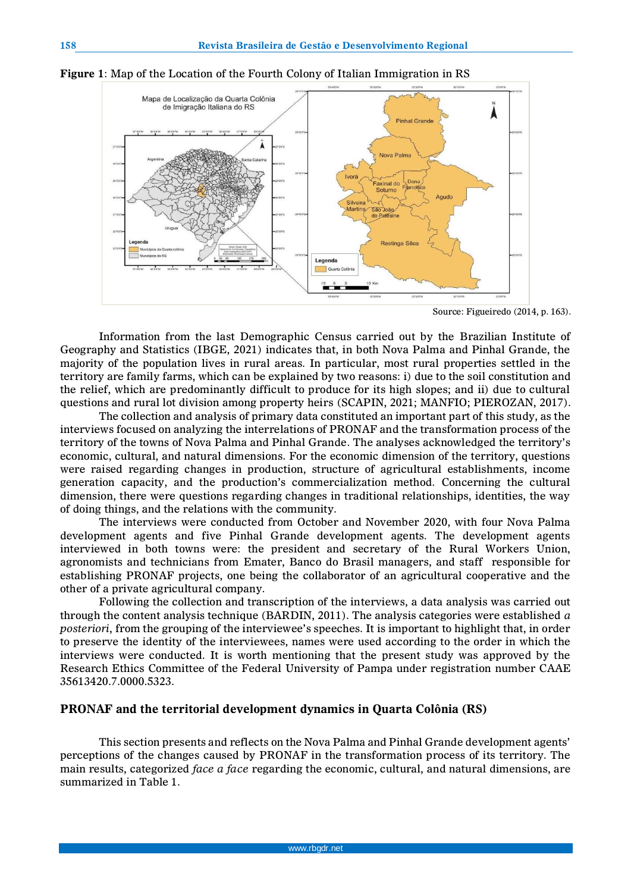**Figure 1**: Map of the Location of the Fourth Colony of Italian Immigration in RS

Source: Figueiredo (2014, p. 163).

Information from the last Demographic Census carried out by the Brazilian Institute of Geography and Statistics (IBGE, 2021) indicates that, in both Nova Palma and Pinhal Grande, the majority of the population lives in rural areas. In particular, most rural properties settled in the territory are family farms, which can be explained by two reasons: i) due to the soil constitution and the relief, which are predominantly difficult to produce for its high slopes; and ii) due to cultural questions and rural lot division among property heirs (SCAPIN, 2021; MANFIO; PIEROZAN, 2017).

The collection and analysis of primary data constituted an important part of this study, as the interviews focused on analyzing the interrelations of PRONAF and the transformation process of the territory of the towns of Nova Palma and Pinhal Grande. The analyses acknowledged the territory's economic, cultural, and natural dimensions. For the economic dimension of the territory, questions were raised regarding changes in production, structure of agricultural establishments, income generation capacity, and the production's commercialization method. Concerning the cultural dimension, there were questions regarding changes in traditional relationships, identities, the way of doing things, and the relations with the community.

The interviews were conducted from October and November 2020, with four Nova Palma development agents and five Pinhal Grande development agents. The development agents interviewed in both towns were: the president and secretary of the Rural Workers Union, agronomists and technicians from Emater, Banco do Brasil managers, and staff responsible for establishing PRONAF projects, one being the collaborator of an agricultural cooperative and the other of a private agricultural company.

Following the collection and transcription of the interviews, a data analysis was carried out through the content analysis technique (BARDIN, 2011). The analysis categories were established *a posteriori*, from the grouping of the interviewee's speeches. It is important to highlight that, in order to preserve the identity of the interviewees, names were used according to the order in which the interviews were conducted. It is worth mentioning that the present study was approved by the Research Ethics Committee of the Federal University of Pampa under registration number CAAE 35613420.7.0000.5323.

## PRONAF and the territorial development dynamics in Quarta Colônia (RS)

This section presents and reflects on the Nova Palma and Pinhal Grande development agents' perceptions of the changes caused by PRONAF in the transformation process of its territory. The main results, categorized *face a face* regarding the economic, cultural, and natural dimensions, are summarized in Table 1.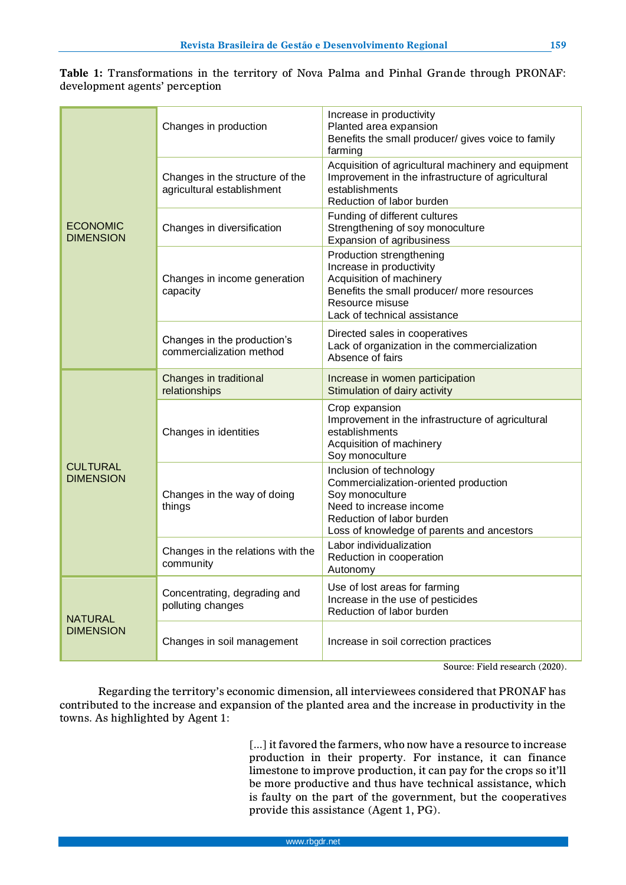**Table 1:** Transformations in the territory of Nova Palma and Pinhal Grande through PRONAF: development agents' perception

| | | |
|---|---|---|
| ECONOMIC DIMENSION | Changes in production | Increase in productivity<br>Planted area expansion<br>Benefits the small producer/ gives voice to family farming |
| | Changes in the structure of the agricultural establishment | Acquisition of agricultural machinery and equipment<br>Improvement in the infrastructure of agricultural establishments<br>Reduction of labor burden |
| | Changes in diversification | Funding of different cultures<br>Strengthening of soy monoculture<br>Expansion of agribusiness |
| | Changes in income generation capacity | Production strengthening<br>Increase in productivity<br>Acquisition of machinery<br>Benefits the small producer/ more resources<br>Resource misuse<br>Lack of technical assistance |
| | Changes in the production's commercialization method | Directed sales in cooperatives<br>Lack of organization in the commercialization<br>Absence of fairs |
| CULTURAL DIMENSION | Changes in traditional relationships | Increase in women participation<br>Stimulation of dairy activity |
| | Changes in identities | Crop expansion<br>Improvement in the infrastructure of agricultural establishments<br>Acquisition of machinery<br>Soy monoculture |
| | Changes in the way of doing things | Inclusion of technology<br>Commercialization-oriented production<br>Soy monoculture<br>Need to increase income<br>Reduction of labor burden<br>Loss of knowledge of parents and ancestors |
| | Changes in the relations with the community | Labor individualization<br>Reduction in cooperation<br>Autonomy |
| NATURAL DIMENSION | Concentrating, degrading and polluting changes | Use of lost areas for farming<br>Increase in the use of pesticides<br>Reduction of labor burden |
| | Changes in soil management | Increase in soil correction practices |

Source: Field research (2020).

Regarding the territory's economic dimension, all interviewees considered that PRONAF has contributed to the increase and expansion of the planted area and the increase in productivity in the towns. As highlighted by Agent 1:

> [...] it favored the farmers, who now have a resource to increase production in their property. For instance, it can finance limestone to improve production, it can pay for the crops so it'll be more productive and thus have technical assistance, which is faulty on the part of the government, but the cooperatives provide this assistance (Agent 1, PG).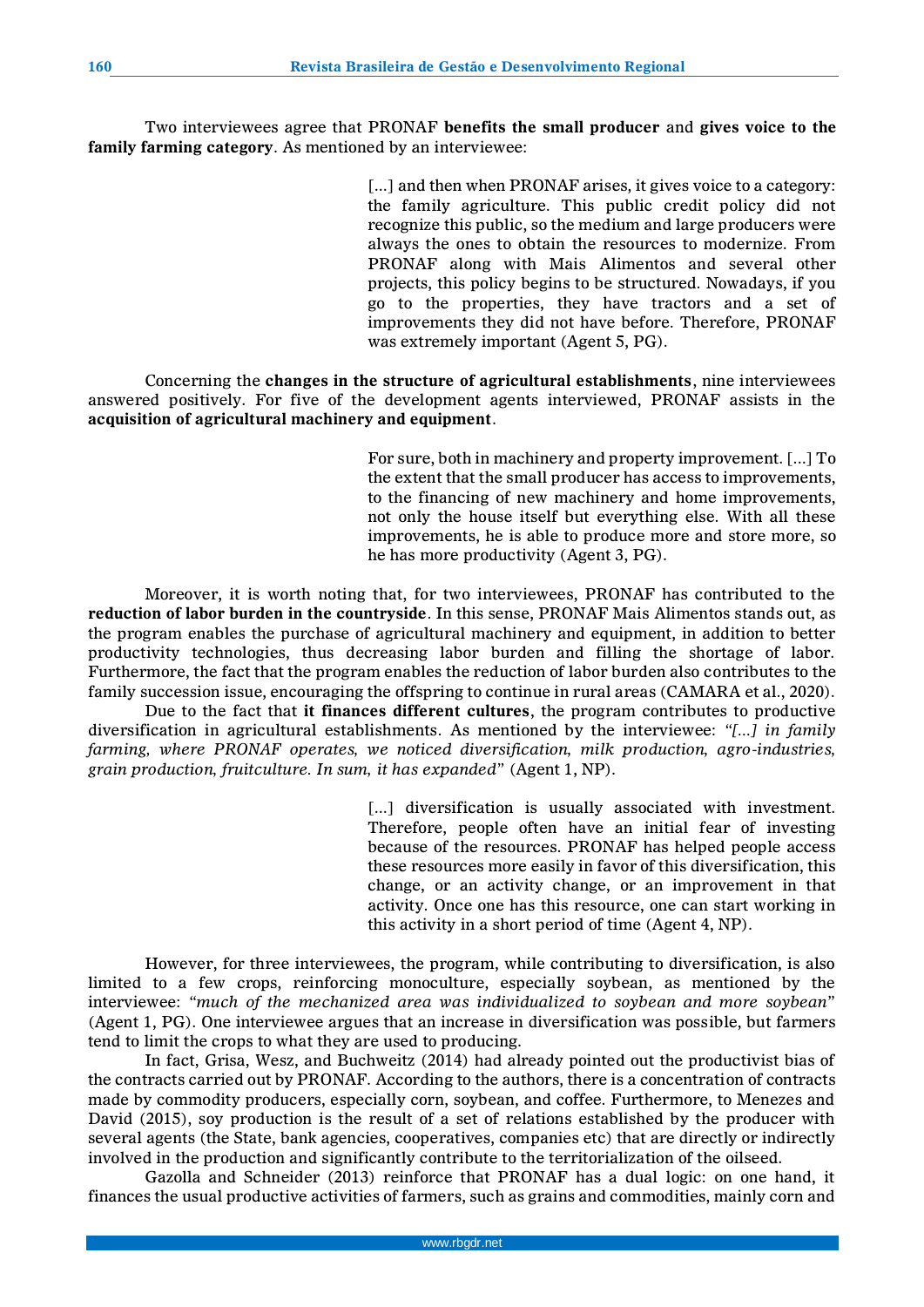Two interviewees agree that PRONAF **benefits the small producer** and **gives voice to the family farming category**. As mentioned by an interviewee:

> [...] and then when PRONAF arises, it gives voice to a category: the family agriculture. This public credit policy did not recognize this public, so the medium and large producers were always the ones to obtain the resources to modernize. From PRONAF along with Mais Alimentos and several other projects, this policy begins to be structured. Nowadays, if you go to the properties, they have tractors and a set of improvements they did not have before. Therefore, PRONAF was extremely important (Agent 5, PG).

Concerning the **changes in the structure of agricultural establishments**, nine interviewees answered positively. For five of the development agents interviewed, PRONAF assists in the **acquisition of agricultural machinery and equipment**.

> For sure, both in machinery and property improvement. [...] To the extent that the small producer has access to improvements, to the financing of new machinery and home improvements, not only the house itself but everything else. With all these improvements, he is able to produce more and store more, so he has more productivity (Agent 3, PG).

Moreover, it is worth noting that, for two interviewees, PRONAF has contributed to the **reduction of labor burden in the countryside**. In this sense, PRONAF Mais Alimentos stands out, as the program enables the purchase of agricultural machinery and equipment, in addition to better productivity technologies, thus decreasing labor burden and filling the shortage of labor. Furthermore, the fact that the program enables the reduction of labor burden also contributes to the family succession issue, encouraging the offspring to continue in rural areas (CAMARA et al., 2020).

Due to the fact that **it finances different cultures**, the program contributes to productive diversification in agricultural establishments. As mentioned by the interviewee: *"[...] in family farming, where PRONAF operates, we noticed diversification, milk production, agro-industries, grain production, fruitculture. In sum, it has expanded"* (Agent 1, NP).

> [...] diversification is usually associated with investment. Therefore, people often have an initial fear of investing because of the resources. PRONAF has helped people access these resources more easily in favor of this diversification, this change, or an activity change, or an improvement in that activity. Once one has this resource, one can start working in this activity in a short period of time (Agent 4, NP).

However, for three interviewees, the program, while contributing to diversification, is also limited to a few crops, reinforcing monoculture, especially soybean, as mentioned by the interviewee: *"much of the mechanized area was individualized to soybean and more soybean"* (Agent 1, PG). One interviewee argues that an increase in diversification was possible, but farmers tend to limit the crops to what they are used to producing.

In fact, Grisa, Wesz, and Buchweitz (2014) had already pointed out the productivist bias of the contracts carried out by PRONAF. According to the authors, there is a concentration of contracts made by commodity producers, especially corn, soybean, and coffee. Furthermore, to Menezes and David (2015), soy production is the result of a set of relations established by the producer with several agents (the State, bank agencies, cooperatives, companies etc) that are directly or indirectly involved in the production and significantly contribute to the territorialization of the oilseed.

Gazolla and Schneider (2013) reinforce that PRONAF has a dual logic: on one hand, it finances the usual productive activities of farmers, such as grains and commodities, mainly corn and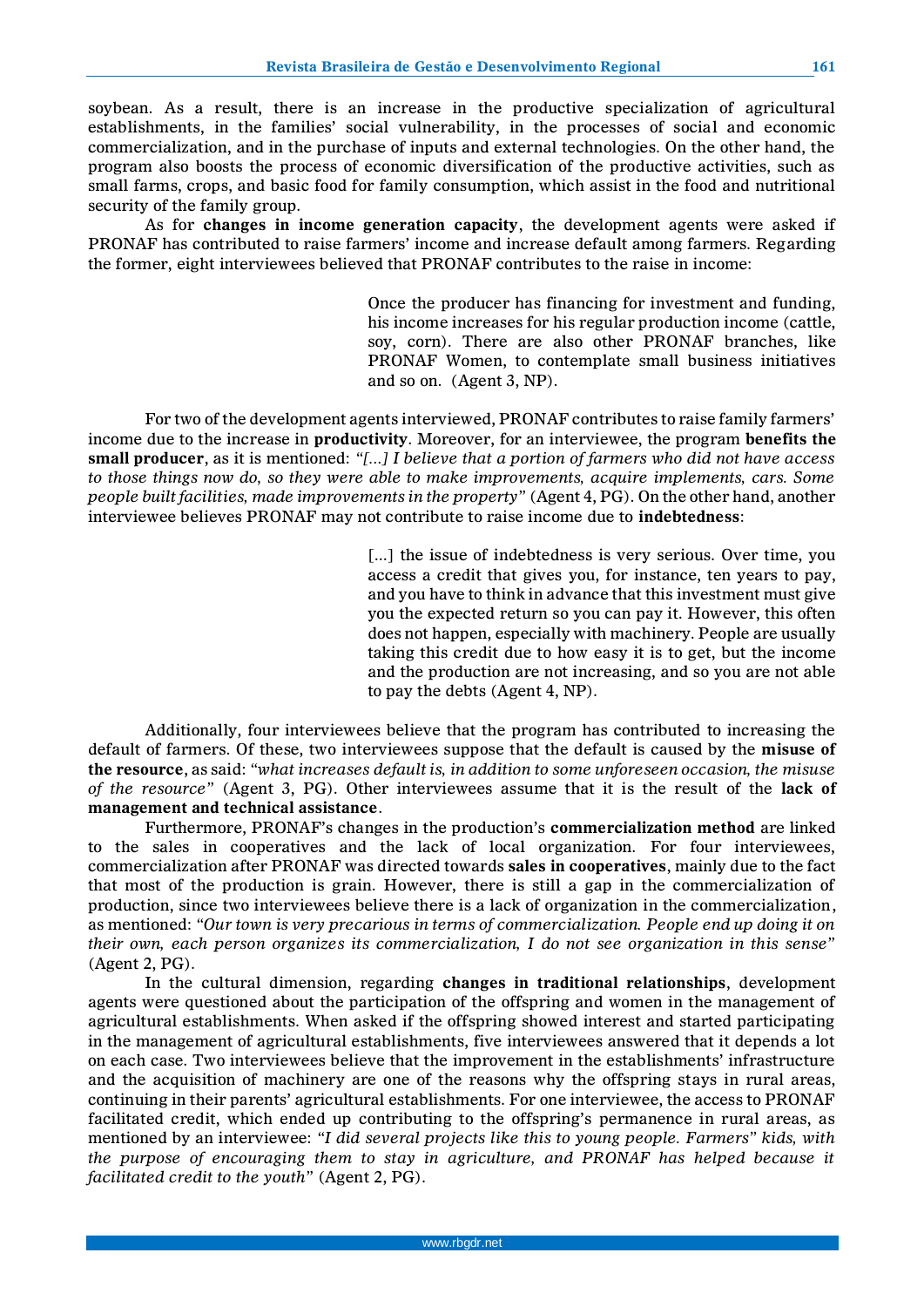soybean. As a result, there is an increase in the productive specialization of agricultural establishments, in the families' social vulnerability, in the processes of social and economic commercialization, and in the purchase of inputs and external technologies. On the other hand, the program also boosts the process of economic diversification of the productive activities, such as small farms, crops, and basic food for family consumption, which assist in the food and nutritional security of the family group.

As for **changes in income generation capacity**, the development agents were asked if PRONAF has contributed to raise farmers' income and increase default among farmers. Regarding the former, eight interviewees believed that PRONAF contributes to the raise in income:

> Once the producer has financing for investment and funding, his income increases for his regular production income (cattle, soy, corn). There are also other PRONAF branches, like PRONAF Women, to contemplate small business initiatives and so on. (Agent 3, NP).

For two of the development agents interviewed, PRONAF contributes to raise family farmers' income due to the increase in **productivity**. Moreover, for an interviewee, the program **benefits the small producer**, as it is mentioned: *"[...] I believe that a portion of farmers who did not have access to those things now do, so they were able to make improvements, acquire implements, cars. Some people built facilities, made improvements in the property"* (Agent 4, PG). On the other hand, another interviewee believes PRONAF may not contribute to raise income due to **indebtedness**:

> [...] the issue of indebtedness is very serious. Over time, you access a credit that gives you, for instance, ten years to pay, and you have to think in advance that this investment must give you the expected return so you can pay it. However, this often does not happen, especially with machinery. People are usually taking this credit due to how easy it is to get, but the income and the production are not increasing, and so you are not able to pay the debts (Agent 4, NP).

Additionally, four interviewees believe that the program has contributed to increasing the default of farmers. Of these, two interviewees suppose that the default is caused by the **misuse of the resource**, as said: *"what increases default is, in addition to some unforeseen occasion, the misuse of the resource"* (Agent 3, PG). Other interviewees assume that it is the result of the **lack of management and technical assistance**.

Furthermore, PRONAF's changes in the production's **commercialization method** are linked to the sales in cooperatives and the lack of local organization. For four interviewees, commercialization after PRONAF was directed towards **sales in cooperatives**, mainly due to the fact that most of the production is grain. However, there is still a gap in the commercialization of production, since two interviewees believe there is a lack of organization in the commercialization, as mentioned: *"Our town is very precarious in terms of commercialization. People end up doing it on their own, each person organizes its commercialization, I do not see organization in this sense"* (Agent 2, PG).

In the cultural dimension, regarding **changes in traditional relationships**, development agents were questioned about the participation of the offspring and women in the management of agricultural establishments. When asked if the offspring showed interest and started participating in the management of agricultural establishments, five interviewees answered that it depends a lot on each case. Two interviewees believe that the improvement in the establishments' infrastructure and the acquisition of machinery are one of the reasons why the offspring stays in rural areas, continuing in their parents' agricultural establishments. For one interviewee, the access to PRONAF facilitated credit, which ended up contributing to the offspring's permanence in rural areas, as mentioned by an interviewee: *"I did several projects like this to young people. Farmers" kids, with the purpose of encouraging them to stay in agriculture, and PRONAF has helped because it facilitated credit to the youth"* (Agent 2, PG).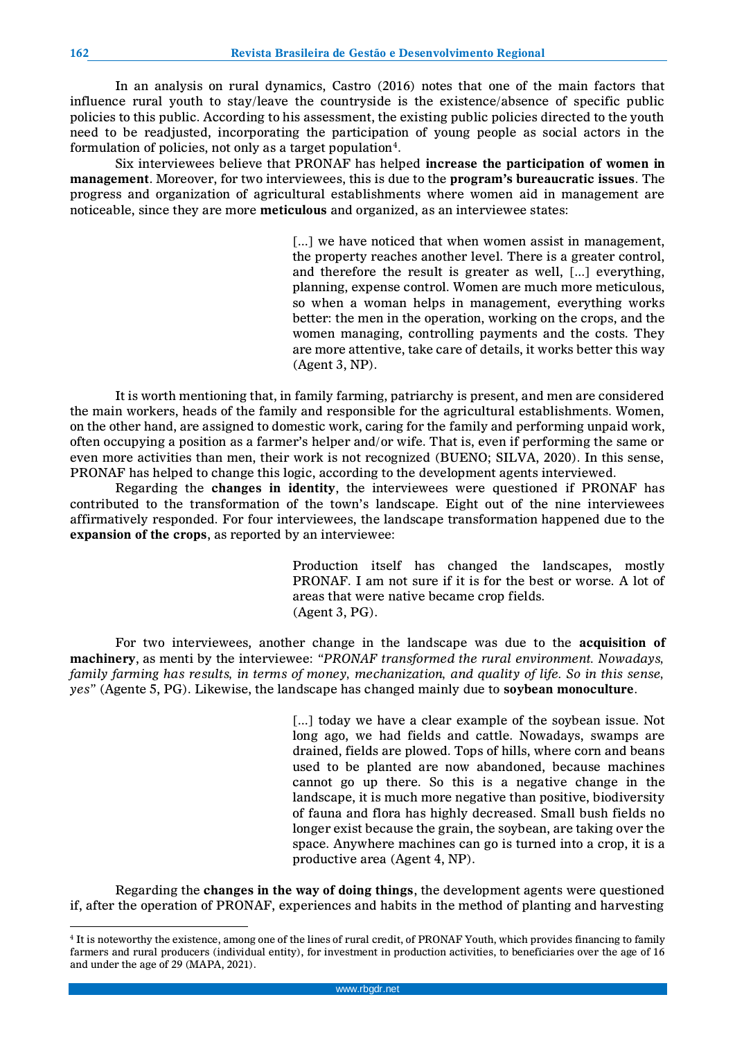In an analysis on rural dynamics, Castro (2016) notes that one of the main factors that influence rural youth to stay/leave the countryside is the existence/absence of specific public policies to this public. According to his assessment, the existing public policies directed to the youth need to be readjusted, incorporating the participation of young people as social actors in the formulation of policies, not only as a target population[4].

Six interviewees believe that PRONAF has helped **increase the participation of women in management**. Moreover, for two interviewees, this is due to the **program's bureaucratic issues**. The progress and organization of agricultural establishments where women aid in management are noticeable, since they are more **meticulous** and organized, as an interviewee states:

> [...] we have noticed that when women assist in management, the property reaches another level. There is a greater control, and therefore the result is greater as well, [...] everything, planning, expense control. Women are much more meticulous, so when a woman helps in management, everything works better: the men in the operation, working on the crops, and the women managing, controlling payments and the costs. They are more attentive, take care of details, it works better this way (Agent 3, NP).

It is worth mentioning that, in family farming, patriarchy is present, and men are considered the main workers, heads of the family and responsible for the agricultural establishments. Women, on the other hand, are assigned to domestic work, caring for the family and performing unpaid work, often occupying a position as a farmer's helper and/or wife. That is, even if performing the same or even more activities than men, their work is not recognized (BUENO; SILVA, 2020). In this sense, PRONAF has helped to change this logic, according to the development agents interviewed.

Regarding the **changes in identity**, the interviewees were questioned if PRONAF has contributed to the transformation of the town's landscape. Eight out of the nine interviewees affirmatively responded. For four interviewees, the landscape transformation happened due to the **expansion of the crops**, as reported by an interviewee:

> Production itself has changed the landscapes, mostly PRONAF. I am not sure if it is for the best or worse. A lot of areas that were native became crop fields.
> (Agent 3, PG).

For two interviewees, another change in the landscape was due to the **acquisition of machinery**, as menti by the interviewee: "*PRONAF transformed the rural environment. Nowadays, family farming has results, in terms of money, mechanization, and quality of life. So in this sense, yes*" (Agente 5, PG). Likewise, the landscape has changed mainly due to **soybean monoculture**.

> [...] today we have a clear example of the soybean issue. Not long ago, we had fields and cattle. Nowadays, swamps are drained, fields are plowed. Tops of hills, where corn and beans used to be planted are now abandoned, because machines cannot go up there. So this is a negative change in the landscape, it is much more negative than positive, biodiversity of fauna and flora has highly decreased. Small bush fields no longer exist because the grain, the soybean, are taking over the space. Anywhere machines can go is turned into a crop, it is a productive area (Agent 4, NP).

Regarding the **changes in the way of doing things**, the development agents were questioned if, after the operation of PRONAF, experiences and habits in the method of planting and harvesting

---

[4] It is noteworthy the existence, among one of the lines of rural credit, of PRONAF Youth, which provides financing to family farmers and rural producers (individual entity), for investment in production activities, to beneficiaries over the age of 16 and under the age of 29 (MAPA, 2021).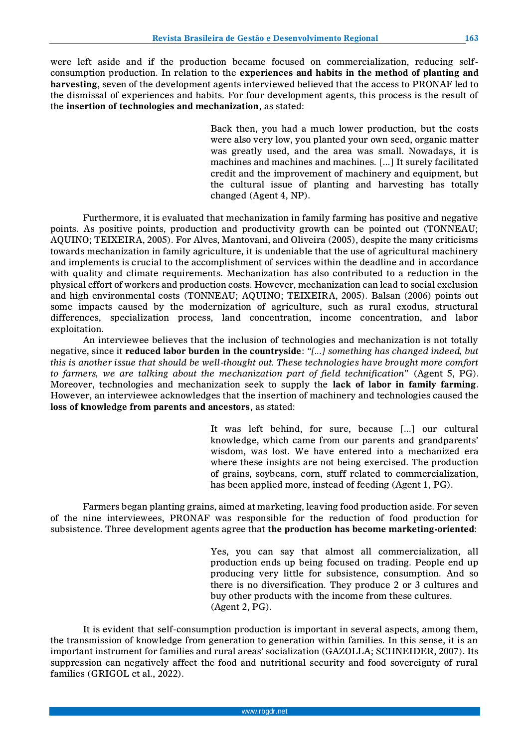were left aside and if the production became focused on commercialization, reducing self-consumption production. In relation to the **experiences and habits in the method of planting and harvesting**, seven of the development agents interviewed believed that the access to PRONAF led to the dismissal of experiences and habits. For four development agents, this process is the result of the **insertion of technologies and mechanization**, as stated:

> Back then, you had a much lower production, but the costs were also very low, you planted your own seed, organic matter was greatly used, and the area was small. Nowadays, it is machines and machines and machines. [...] It surely facilitated credit and the improvement of machinery and equipment, but the cultural issue of planting and harvesting has totally changed (Agent 4, NP).

Furthermore, it is evaluated that mechanization in family farming has positive and negative points. As positive points, production and productivity growth can be pointed out (TONNEAU; AQUINO; TEIXEIRA, 2005). For Alves, Mantovani, and Oliveira (2005), despite the many criticisms towards mechanization in family agriculture, it is undeniable that the use of agricultural machinery and implements is crucial to the accomplishment of services within the deadline and in accordance with quality and climate requirements. Mechanization has also contributed to a reduction in the physical effort of workers and production costs. However, mechanization can lead to social exclusion and high environmental costs (TONNEAU; AQUINO; TEIXEIRA, 2005). Balsan (2006) points out some impacts caused by the modernization of agriculture, such as rural exodus, structural differences, specialization process, land concentration, income concentration, and labor exploitation.

An interviewee believes that the inclusion of technologies and mechanization is not totally negative, since it **reduced labor burden in the countryside**: *"[...] something has changed indeed, but this is another issue that should be well-thought out. These technologies have brought more comfort to farmers, we are talking about the mechanization part of field technification"* (Agent 5, PG). Moreover, technologies and mechanization seek to supply the **lack of labor in family farming**. However, an interviewee acknowledges that the insertion of machinery and technologies caused the **loss of knowledge from parents and ancestors**, as stated:

> It was left behind, for sure, because [...] our cultural knowledge, which came from our parents and grandparents' wisdom, was lost. We have entered into a mechanized era where these insights are not being exercised. The production of grains, soybeans, corn, stuff related to commercialization, has been applied more, instead of feeding (Agent 1, PG).

Farmers began planting grains, aimed at marketing, leaving food production aside. For seven of the nine interviewees, PRONAF was responsible for the reduction of food production for subsistence. Three development agents agree that **the production has become marketing-oriented**:

> Yes, you can say that almost all commercialization, all production ends up being focused on trading. People end up producing very little for subsistence, consumption. And so there is no diversification. They produce 2 or 3 cultures and buy other products with the income from these cultures. (Agent 2, PG).

It is evident that self-consumption production is important in several aspects, among them, the transmission of knowledge from generation to generation within families. In this sense, it is an important instrument for families and rural areas' socialization (GAZOLLA; SCHNEIDER, 2007). Its suppression can negatively affect the food and nutritional security and food sovereignty of rural families (GRIGOL et al., 2022).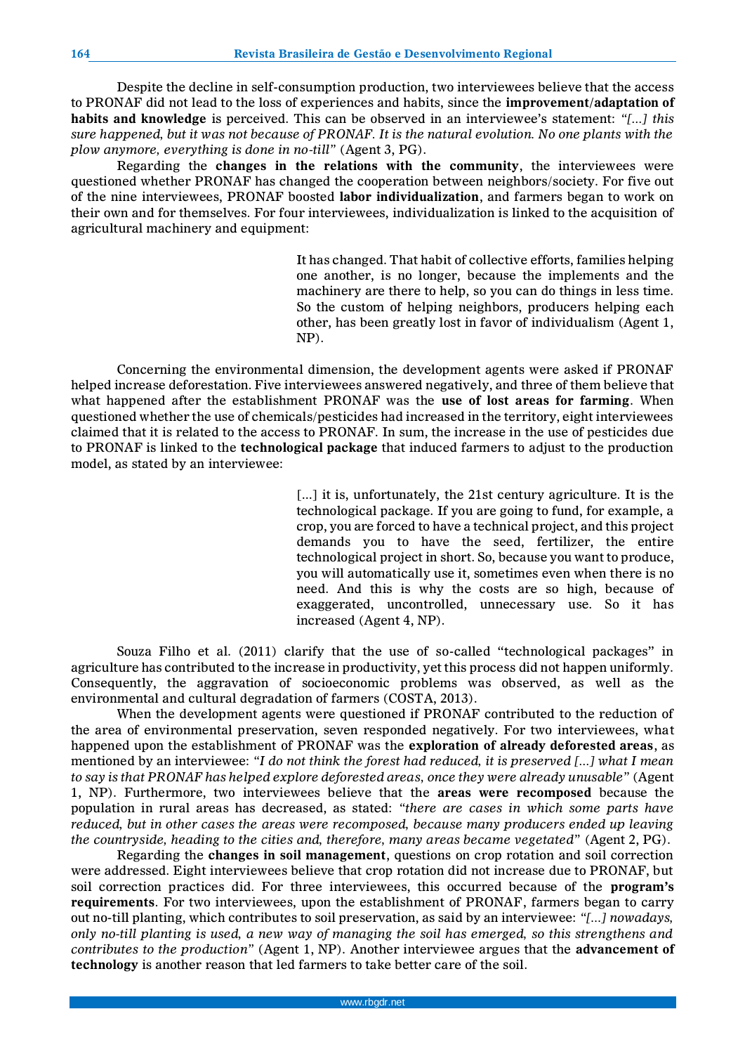Despite the decline in self-consumption production, two interviewees believe that the access to PRONAF did not lead to the loss of experiences and habits, since the **improvement/adaptation of habits and knowledge** is perceived. This can be observed in an interviewee's statement: *"[...] this sure happened, but it was not because of PRONAF. It is the natural evolution. No one plants with the plow anymore, everything is done in no-till"* (Agent 3, PG).

Regarding the **changes in the relations with the community**, the interviewees were questioned whether PRONAF has changed the cooperation between neighbors/society. For five out of the nine interviewees, PRONAF boosted **labor individualization**, and farmers began to work on their own and for themselves. For four interviewees, individualization is linked to the acquisition of agricultural machinery and equipment:

> It has changed. That habit of collective efforts, families helping one another, is no longer, because the implements and the machinery are there to help, so you can do things in less time. So the custom of helping neighbors, producers helping each other, has been greatly lost in favor of individualism (Agent 1, NP).

Concerning the environmental dimension, the development agents were asked if PRONAF helped increase deforestation. Five interviewees answered negatively, and three of them believe that what happened after the establishment PRONAF was the **use of lost areas for farming**. When questioned whether the use of chemicals/pesticides had increased in the territory, eight interviewees claimed that it is related to the access to PRONAF. In sum, the increase in the use of pesticides due to PRONAF is linked to the **technological package** that induced farmers to adjust to the production model, as stated by an interviewee:

> [...] it is, unfortunately, the 21st century agriculture. It is the technological package. If you are going to fund, for example, a crop, you are forced to have a technical project, and this project demands you to have the seed, fertilizer, the entire technological project in short. So, because you want to produce, you will automatically use it, sometimes even when there is no need. And this is why the costs are so high, because of exaggerated, uncontrolled, unnecessary use. So it has increased (Agent 4, NP).

Souza Filho et al. (2011) clarify that the use of so-called "technological packages" in agriculture has contributed to the increase in productivity, yet this process did not happen uniformly. Consequently, the aggravation of socioeconomic problems was observed, as well as the environmental and cultural degradation of farmers (COSTA, 2013).

When the development agents were questioned if PRONAF contributed to the reduction of the area of environmental preservation, seven responded negatively. For two interviewees, what happened upon the establishment of PRONAF was the **exploration of already deforested areas**, as mentioned by an interviewee: *"I do not think the forest had reduced, it is preserved [...] what I mean to say is that PRONAF has helped explore deforested areas, once they were already unusable"* (Agent 1, NP). Furthermore, two interviewees believe that the **areas were recomposed** because the population in rural areas has decreased, as stated: *"there are cases in which some parts have reduced, but in other cases the areas were recomposed, because many producers ended up leaving the countryside, heading to the cities and, therefore, many areas became vegetated"* (Agent 2, PG).

Regarding the **changes in soil management**, questions on crop rotation and soil correction were addressed. Eight interviewees believe that crop rotation did not increase due to PRONAF, but soil correction practices did. For three interviewees, this occurred because of the **program's requirements**. For two interviewees, upon the establishment of PRONAF, farmers began to carry out no-till planting, which contributes to soil preservation, as said by an interviewee: *"[...] nowadays, only no-till planting is used, a new way of managing the soil has emerged, so this strengthens and contributes to the production"* (Agent 1, NP). Another interviewee argues that the **advancement of technology** is another reason that led farmers to take better care of the soil.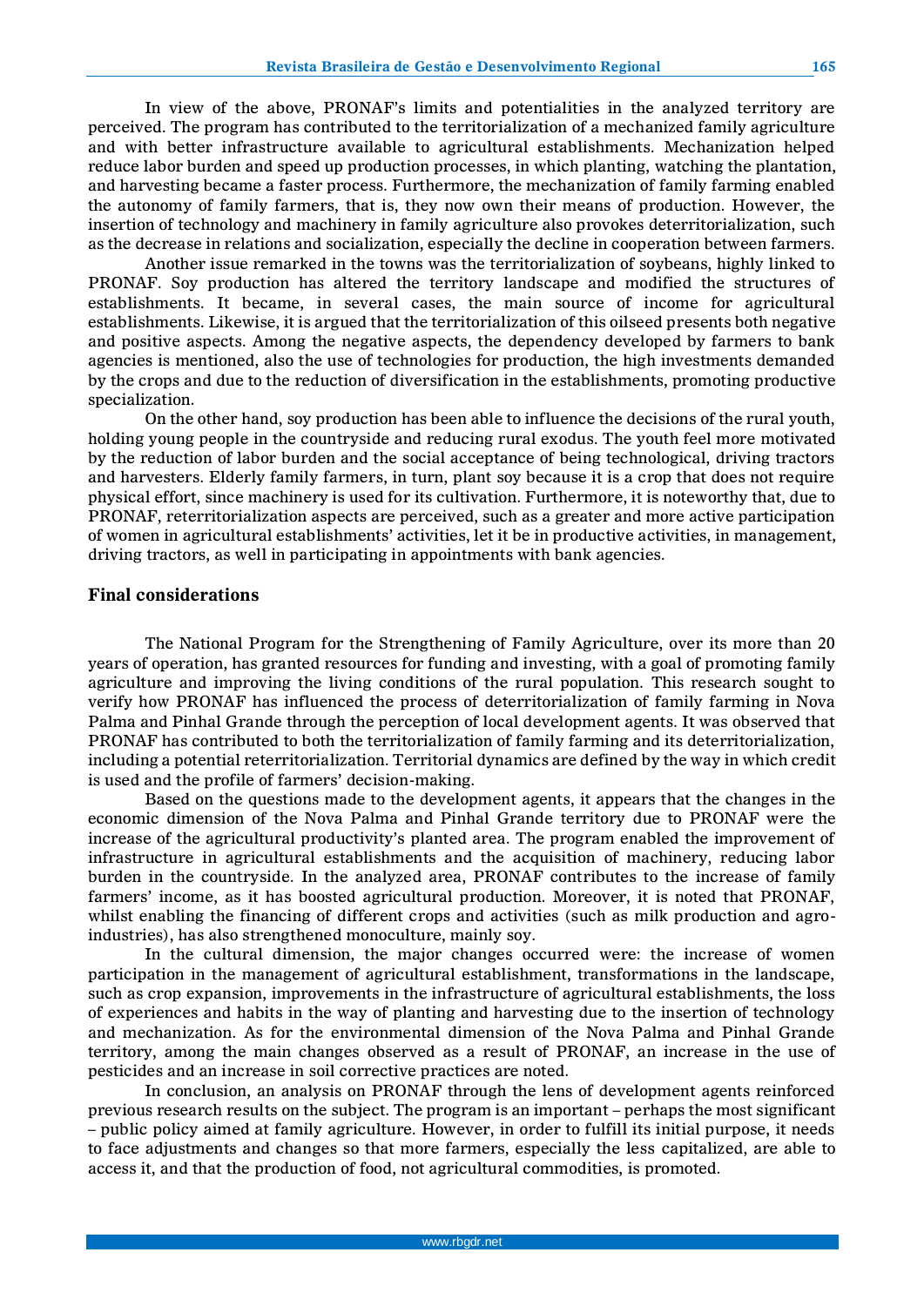In view of the above, PRONAF's limits and potentialities in the analyzed territory are perceived. The program has contributed to the territorialization of a mechanized family agriculture and with better infrastructure available to agricultural establishments. Mechanization helped reduce labor burden and speed up production processes, in which planting, watching the plantation, and harvesting became a faster process. Furthermore, the mechanization of family farming enabled the autonomy of family farmers, that is, they now own their means of production. However, the insertion of technology and machinery in family agriculture also provokes deterritorialization, such as the decrease in relations and socialization, especially the decline in cooperation between farmers.

Another issue remarked in the towns was the territorialization of soybeans, highly linked to PRONAF. Soy production has altered the territory landscape and modified the structures of establishments. It became, in several cases, the main source of income for agricultural establishments. Likewise, it is argued that the territorialization of this oilseed presents both negative and positive aspects. Among the negative aspects, the dependency developed by farmers to bank agencies is mentioned, also the use of technologies for production, the high investments demanded by the crops and due to the reduction of diversification in the establishments, promoting productive specialization.

On the other hand, soy production has been able to influence the decisions of the rural youth, holding young people in the countryside and reducing rural exodus. The youth feel more motivated by the reduction of labor burden and the social acceptance of being technological, driving tractors and harvesters. Elderly family farmers, in turn, plant soy because it is a crop that does not require physical effort, since machinery is used for its cultivation. Furthermore, it is noteworthy that, due to PRONAF, reterritorialization aspects are perceived, such as a greater and more active participation of women in agricultural establishments' activities, let it be in productive activities, in management, driving tractors, as well in participating in appointments with bank agencies.

## Final considerations

The National Program for the Strengthening of Family Agriculture, over its more than 20 years of operation, has granted resources for funding and investing, with a goal of promoting family agriculture and improving the living conditions of the rural population. This research sought to verify how PRONAF has influenced the process of deterritorialization of family farming in Nova Palma and Pinhal Grande through the perception of local development agents. It was observed that PRONAF has contributed to both the territorialization of family farming and its deterritorialization, including a potential reterritorialization. Territorial dynamics are defined by the way in which credit is used and the profile of farmers' decision-making.

Based on the questions made to the development agents, it appears that the changes in the economic dimension of the Nova Palma and Pinhal Grande territory due to PRONAF were the increase of the agricultural productivity's planted area. The program enabled the improvement of infrastructure in agricultural establishments and the acquisition of machinery, reducing labor burden in the countryside. In the analyzed area, PRONAF contributes to the increase of family farmers' income, as it has boosted agricultural production. Moreover, it is noted that PRONAF, whilst enabling the financing of different crops and activities (such as milk production and agro-industries), has also strengthened monoculture, mainly soy.

In the cultural dimension, the major changes occurred were: the increase of women participation in the management of agricultural establishment, transformations in the landscape, such as crop expansion, improvements in the infrastructure of agricultural establishments, the loss of experiences and habits in the way of planting and harvesting due to the insertion of technology and mechanization. As for the environmental dimension of the Nova Palma and Pinhal Grande territory, among the main changes observed as a result of PRONAF, an increase in the use of pesticides and an increase in soil corrective practices are noted.

In conclusion, an analysis on PRONAF through the lens of development agents reinforced previous research results on the subject. The program is an important – perhaps the most significant – public policy aimed at family agriculture. However, in order to fulfill its initial purpose, it needs to face adjustments and changes so that more farmers, especially the less capitalized, are able to access it, and that the production of food, not agricultural commodities, is promoted.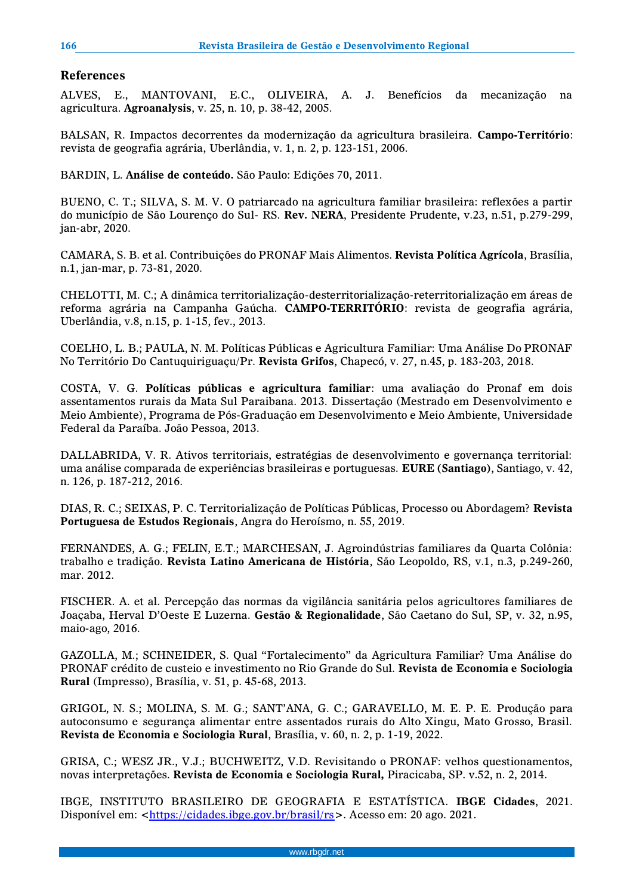## References

ALVES, E., MANTOVANI, E.C., OLIVEIRA, A. J. Benefícios da mecanização na agricultura. **Agroanalysis**, v. 25, n. 10, p. 38-42, 2005.

BALSAN, R. Impactos decorrentes da modernização da agricultura brasileira. **Campo-Território**: revista de geografia agrária, Uberlândia, v. 1, n. 2, p. 123-151, 2006.

BARDIN, L. **Análise de conteúdo.** São Paulo: Edições 70, 2011.

BUENO, C. T.; SILVA, S. M. V. O patriarcado na agricultura familiar brasileira: reflexões a partir do município de São Lourenço do Sul- RS. **Rev. NERA**, Presidente Prudente, v.23, n.51, p.279-299, jan-abr, 2020.

CAMARA, S. B. et al. Contribuições do PRONAF Mais Alimentos. **Revista Política Agrícola**, Brasília, n.1, jan-mar, p. 73-81, 2020.

CHELOTTI, M. C.; A dinâmica territorialização-desterritorialização-reterritorialização em áreas de reforma agrária na Campanha Gaúcha. **CAMPO-TERRITÓRIO**: revista de geografia agrária, Uberlândia, v.8, n.15, p. 1-15, fev., 2013.

COELHO, L. B.; PAULA, N. M. Políticas Públicas e Agricultura Familiar: Uma Análise Do PRONAF No Território Do Cantuquiriguaçu/Pr. **Revista Grifos**, Chapecó, v. 27, n.45, p. 183-203, 2018.

COSTA, V. G. **Políticas públicas e agricultura familiar**: uma avaliação do Pronaf em dois assentamentos rurais da Mata Sul Paraibana. 2013. Dissertação (Mestrado em Desenvolvimento e Meio Ambiente), Programa de Pós-Graduação em Desenvolvimento e Meio Ambiente, Universidade Federal da Paraíba. João Pessoa, 2013.

DALLABRIDA, V. R. Ativos territoriais, estratégias de desenvolvimento e governança territorial: uma análise comparada de experiências brasileiras e portuguesas. **EURE (Santiago)**, Santiago, v. 42, n. 126, p. 187-212, 2016.

DIAS, R. C.; SEIXAS, P. C. Territorialização de Políticas Públicas, Processo ou Abordagem? **Revista Portuguesa de Estudos Regionais**, Angra do Heroísmo, n. 55, 2019.

FERNANDES, A. G.; FELIN, E.T.; MARCHESAN, J. Agroindústrias familiares da Quarta Colônia: trabalho e tradição. **Revista Latino Americana de História**, São Leopoldo, RS, v.1, n.3, p.249-260, mar. 2012.

FISCHER. A. et al. Percepção das normas da vigilância sanitária pelos agricultores familiares de Joaçaba, Herval D'Oeste E Luzerna. **Gestão & Regionalidade**, São Caetano do Sul, SP, v. 32, n.95, maio-ago, 2016.

GAZOLLA, M.; SCHNEIDER, S. Qual "Fortalecimento" da Agricultura Familiar? Uma Análise do PRONAF crédito de custeio e investimento no Rio Grande do Sul. **Revista de Economia e Sociologia Rural** (Impresso), Brasília, v. 51, p. 45-68, 2013.

GRIGOL, N. S.; MOLINA, S. M. G.; SANT'ANA, G. C.; GARAVELLO, M. E. P. E. Produção para autoconsumo e segurança alimentar entre assentados rurais do Alto Xingu, Mato Grosso, Brasil. **Revista de Economia e Sociologia Rural**, Brasília, v. 60, n. 2, p. 1-19, 2022.

GRISA, C.; WESZ JR., V.J.; BUCHWEITZ, V.D. Revisitando o PRONAF: velhos questionamentos, novas interpretações. **Revista de Economia e Sociologia Rural,** Piracicaba, SP. v.52, n. 2, 2014.

IBGE, INSTITUTO BRASILEIRO DE GEOGRAFIA E ESTATÍSTICA. **IBGE Cidades**, 2021. Disponível em: <https://cidades.ibge.gov.br/brasil/rs>. Acesso em: 20 ago. 2021.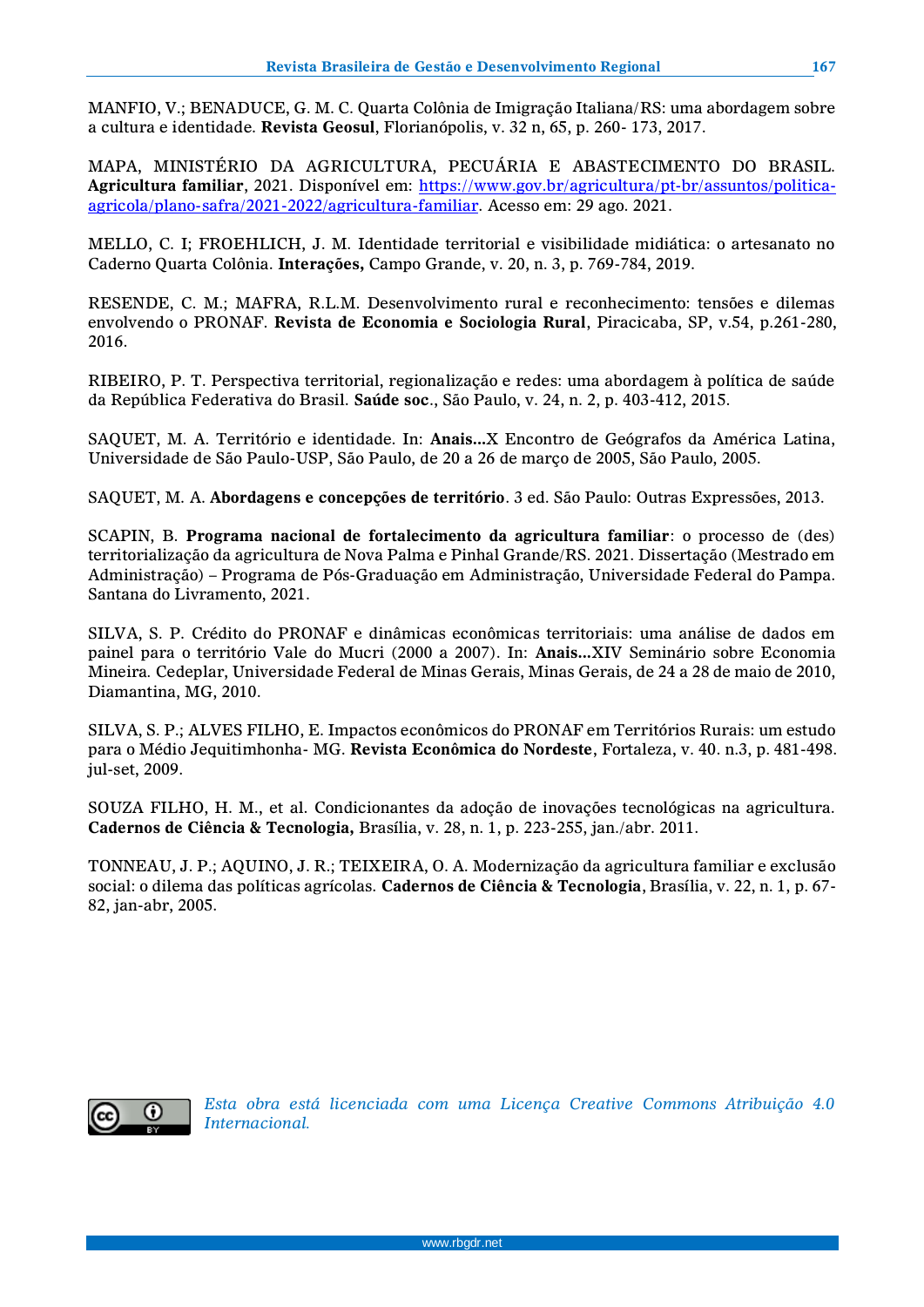MANFIO, V.; BENADUCE, G. M. C. Quarta Colônia de Imigração Italiana/RS: uma abordagem sobre a cultura e identidade. **Revista Geosul**, Florianópolis, v. 32 n, 65, p. 260- 173, 2017.

MAPA, MINISTÉRIO DA AGRICULTURA, PECUÁRIA E ABASTECIMENTO DO BRASIL. **Agricultura familiar**, 2021. Disponível em: [https://www.gov.br/agricultura/pt-br/assuntos/politica-agricola/plano-safra/2021-2022/agricultura-familiar](https://www.gov.br/agricultura/pt-br/assuntos/politica-agricola/plano-safra/2021-2022/agricultura-familiar). Acesso em: 29 ago. 2021.

MELLO, C. I; FROEHLICH, J. M. Identidade territorial e visibilidade midiática: o artesanato no Caderno Quarta Colônia. **Interações,** Campo Grande, v. 20, n. 3, p. 769-784, 2019.

RESENDE, C. M.; MAFRA, R.L.M. Desenvolvimento rural e reconhecimento: tensões e dilemas envolvendo o PRONAF. **Revista de Economia e Sociologia Rural**, Piracicaba, SP, v.54, p.261-280, 2016.

RIBEIRO, P. T. Perspectiva territorial, regionalização e redes: uma abordagem à política de saúde da República Federativa do Brasil. **Saúde soc**., São Paulo, v. 24, n. 2, p. 403-412, 2015.

SAQUET, M. A. Território e identidade. In: **Anais...**X Encontro de Geógrafos da América Latina, Universidade de São Paulo-USP, São Paulo, de 20 a 26 de março de 2005, São Paulo, 2005.

SAQUET, M. A. **Abordagens e concepções de território**. 3 ed. São Paulo: Outras Expressões, 2013.

SCAPIN, B. **Programa nacional de fortalecimento da agricultura familiar**: o processo de (des) territorialização da agricultura de Nova Palma e Pinhal Grande/RS. 2021. Dissertação (Mestrado em Administração) – Programa de Pós-Graduação em Administração, Universidade Federal do Pampa. Santana do Livramento, 2021.

SILVA, S. P. Crédito do PRONAF e dinâmicas econômicas territoriais: uma análise de dados em painel para o território Vale do Mucri (2000 a 2007). In: **Anais...**XIV Seminário sobre Economia Mineira. Cedeplar, Universidade Federal de Minas Gerais, Minas Gerais, de 24 a 28 de maio de 2010, Diamantina, MG, 2010.

SILVA, S. P.; ALVES FILHO, E. Impactos econômicos do PRONAF em Territórios Rurais: um estudo para o Médio Jequitimhonha- MG. **Revista Econômica do Nordeste**, Fortaleza, v. 40. n.3, p. 481-498. jul-set, 2009.

SOUZA FILHO, H. M., et al. Condicionantes da adoção de inovações tecnológicas na agricultura. **Cadernos de Ciência & Tecnologia,** Brasília, v. 28, n. 1, p. 223-255, jan./abr. 2011.

TONNEAU, J. P.; AQUINO, J. R.; TEIXEIRA, O. A. Modernização da agricultura familiar e exclusão social: o dilema das políticas agrícolas. **Cadernos de Ciência & Tecnologia**, Brasília, v. 22, n. 1, p. 67-82, jan-abr, 2005.

*Esta obra está licenciada com uma Licença Creative Commons Atribuição 4.0 Internacional.*